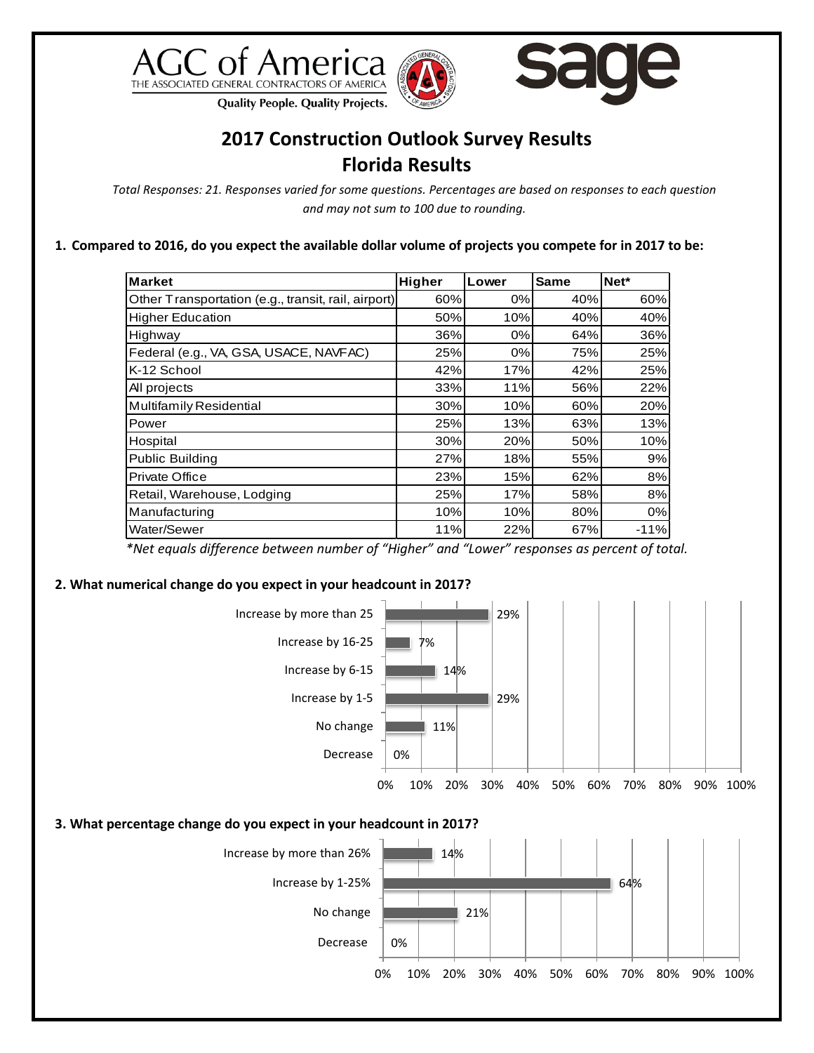AGC of America — THE ASSOCIATED GENERAL CONTRACTORS OF AMERICA — Quality People. Quality Projects.

sage

# 2017 Construction Outlook Survey Results
# Florida Results

*Total Responses: 21. Responses varied for some questions. Percentages are based on responses to each question and may not sum to 100 due to rounding.*

**1. Compared to 2016, do you expect the available dollar volume of projects you compete for in 2017 to be:**

| Market | Higher | Lower | Same | Net* |
|---|---|---|---|---|
| Other Transportation (e.g., transit, rail, airport) | 60% | 0% | 40% | 60% |
| Higher Education | 50% | 10% | 40% | 40% |
| Highway | 36% | 0% | 64% | 36% |
| Federal (e.g., VA, GSA, USACE, NAVFAC) | 25% | 0% | 75% | 25% |
| K-12 School | 42% | 17% | 42% | 25% |
| All projects | 33% | 11% | 56% | 22% |
| Multifamily Residential | 30% | 10% | 60% | 20% |
| Power | 25% | 13% | 63% | 13% |
| Hospital | 30% | 20% | 50% | 10% |
| Public Building | 27% | 18% | 55% | 9% |
| Private Office | 23% | 15% | 62% | 8% |
| Retail, Warehouse, Lodging | 25% | 17% | 58% | 8% |
| Manufacturing | 10% | 10% | 80% | 0% |
| Water/Sewer | 11% | 22% | 67% | -11% |

*\*Net equals difference between number of "Higher" and "Lower" responses as percent of total.*

**2. What numerical change do you expect in your headcount in 2017?**

| Response | Percent |
|---|---|
| Increase by more than 25 | 29% |
| Increase by 16-25 | 7% |
| Increase by 6-15 | 14% |
| Increase by 1-5 | 29% |
| No change | 11% |
| Decrease | 0% |

**3. What percentage change do you expect in your headcount in 2017?**

| Response | Percent |
|---|---|
| Increase by more than 26% | 14% |
| Increase by 1-25% | 64% |
| No change | 21% |
| Decrease | 0% |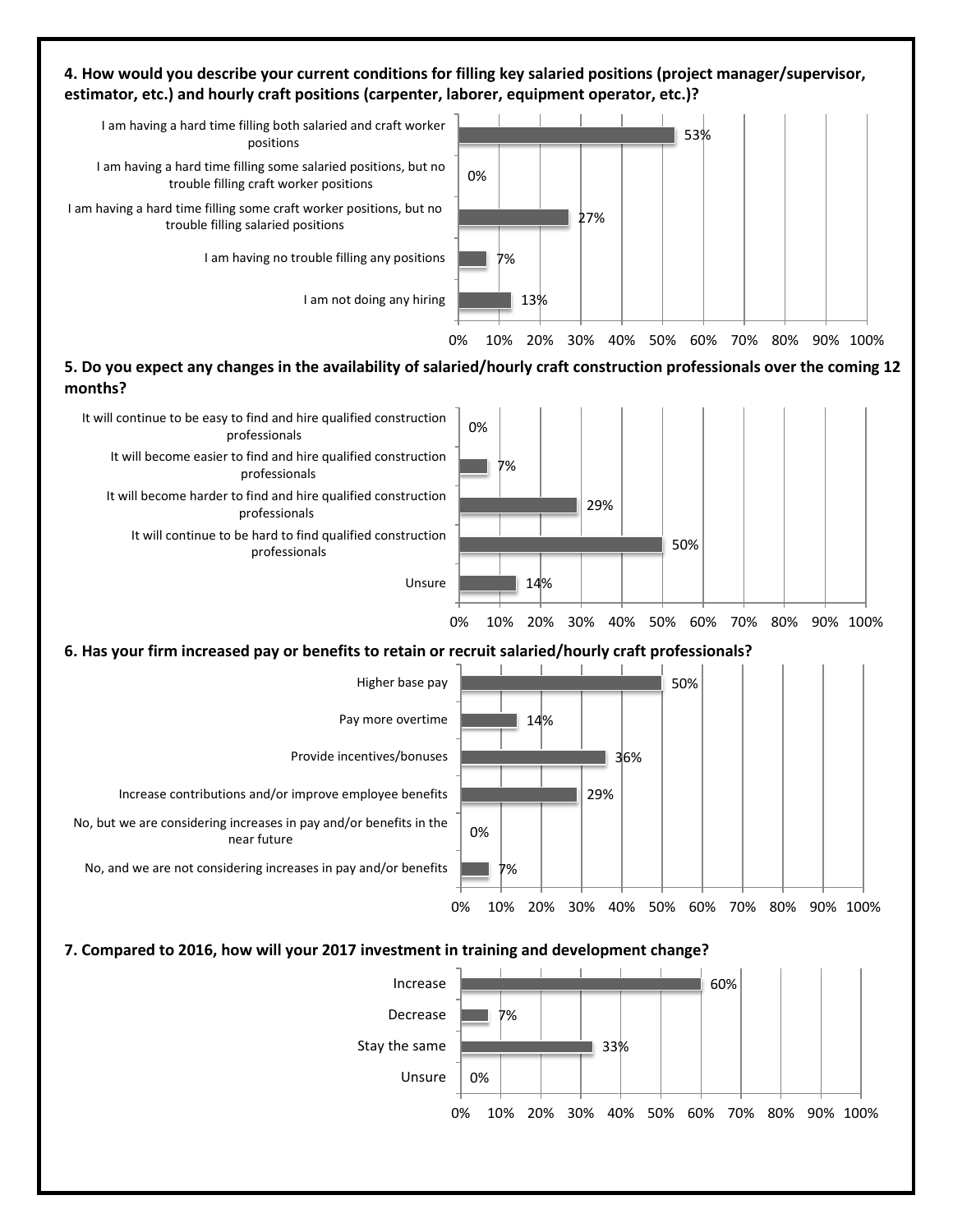**4. How would you describe your current conditions for filling key salaried positions (project manager/supervisor, estimator, etc.) and hourly craft positions (carpenter, laborer, equipment operator, etc.)?**

| Response | Percent |
|---|---|
| I am having a hard time filling both salaried and craft worker positions | 53% |
| I am having a hard time filling some salaried positions, but no trouble filling craft worker positions | 0% |
| I am having a hard time filling some craft worker positions, but no trouble filling salaried positions | 27% |
| I am having no trouble filling any positions | 7% |
| I am not doing any hiring | 13% |

**5. Do you expect any changes in the availability of salaried/hourly craft construction professionals over the coming 12 months?**

| Response | Percent |
|---|---|
| It will continue to be easy to find and hire qualified construction professionals | 0% |
| It will become easier to find and hire qualified construction professionals | 7% |
| It will become harder to find and hire qualified construction professionals | 29% |
| It will continue to be hard to find qualified construction professionals | 50% |
| Unsure | 14% |

**6. Has your firm increased pay or benefits to retain or recruit salaried/hourly craft professionals?**

| Response | Percent |
|---|---|
| Higher base pay | 50% |
| Pay more overtime | 14% |
| Provide incentives/bonuses | 36% |
| Increase contributions and/or improve employee benefits | 29% |
| No, but we are considering increases in pay and/or benefits in the near future | 0% |
| No, and we are not considering increases in pay and/or benefits | 7% |

**7. Compared to 2016, how will your 2017 investment in training and development change?**

| Response | Percent |
|---|---|
| Increase | 60% |
| Decrease | 7% |
| Stay the same | 33% |
| Unsure | 0% |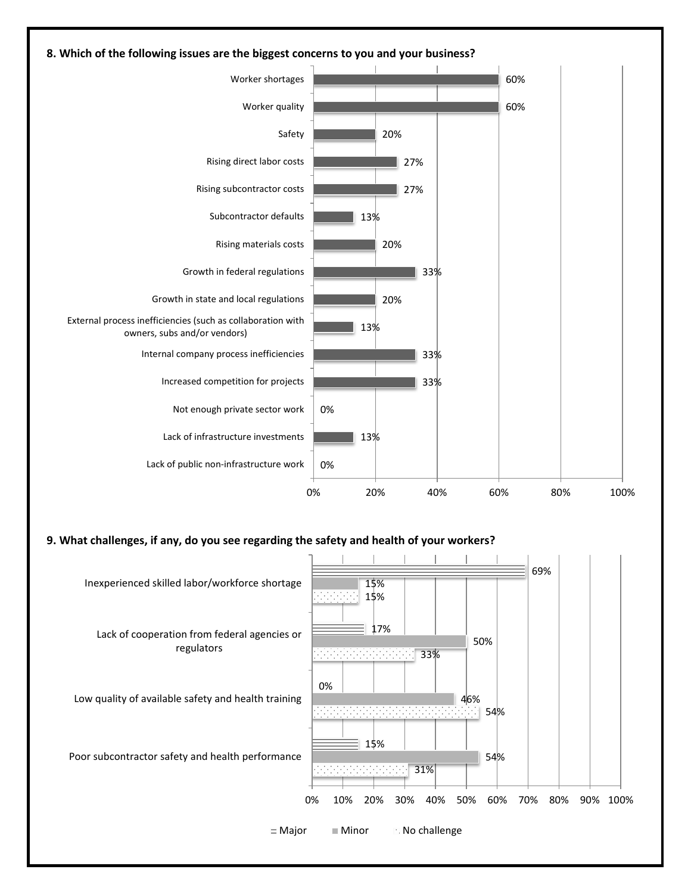**8. Which of the following issues are the biggest concerns to you and your business?**

| Issue | Percentage |
| --- | --- |
| Worker shortages | 60% |
| Worker quality | 60% |
| Safety | 20% |
| Rising direct labor costs | 27% |
| Rising subcontractor costs | 27% |
| Subcontractor defaults | 13% |
| Rising materials costs | 20% |
| Growth in federal regulations | 33% |
| Growth in state and local regulations | 20% |
| External process inefficiencies (such as collaboration with owners, subs and/or vendors) | 13% |
| Internal company process inefficiencies | 33% |
| Increased competition for projects | 33% |
| Not enough private sector work | 0% |
| Lack of infrastructure investments | 13% |
| Lack of public non-infrastructure work | 0% |

**9. What challenges, if any, do you see regarding the safety and health of your workers?**

| Challenge | Major | Minor | No challenge |
| --- | --- | --- | --- |
| Inexperienced skilled labor/workforce shortage | 69% | 15% | 15% |
| Lack of cooperation from federal agencies or regulators | 17% | 50% | 33% |
| Low quality of available safety and health training | 0% | 46% | 54% |
| Poor subcontractor safety and health performance | 15% | 54% | 31% |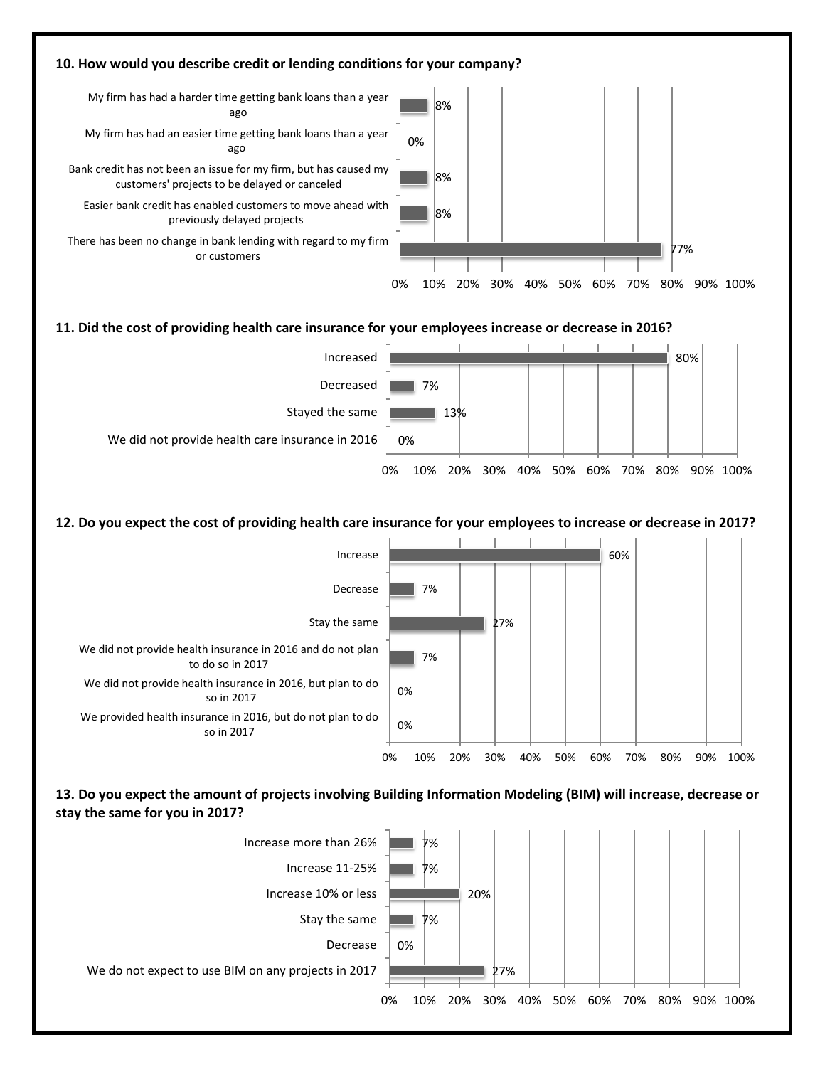**10. How would you describe credit or lending conditions for your company?**

| Response | Percent |
| --- | --- |
| My firm has had a harder time getting bank loans than a year ago | 8% |
| My firm has had an easier time getting bank loans than a year ago | 0% |
| Bank credit has not been an issue for my firm, but has caused my customers' projects to be delayed or canceled | 8% |
| Easier bank credit has enabled customers to move ahead with previously delayed projects | 8% |
| There has been no change in bank lending with regard to my firm or customers | 77% |

**11. Did the cost of providing health care insurance for your employees increase or decrease in 2016?**

| Response | Percent |
| --- | --- |
| Increased | 80% |
| Decreased | 7% |
| Stayed the same | 13% |
| We did not provide health care insurance in 2016 | 0% |

**12. Do you expect the cost of providing health care insurance for your employees to increase or decrease in 2017?**

| Response | Percent |
| --- | --- |
| Increase | 60% |
| Decrease | 7% |
| Stay the same | 27% |
| We did not provide health insurance in 2016 and do not plan to do so in 2017 | 7% |
| We did not provide health insurance in 2016, but plan to do so in 2017 | 0% |
| We provided health insurance in 2016, but do not plan to do so in 2017 | 0% |

**13. Do you expect the amount of projects involving Building Information Modeling (BIM) will increase, decrease or stay the same for you in 2017?**

| Response | Percent |
| --- | --- |
| Increase more than 26% | 7% |
| Increase 11-25% | 7% |
| Increase 10% or less | 20% |
| Stay the same | 7% |
| Decrease | 0% |
| We do not expect to use BIM on any projects in 2017 | 27% |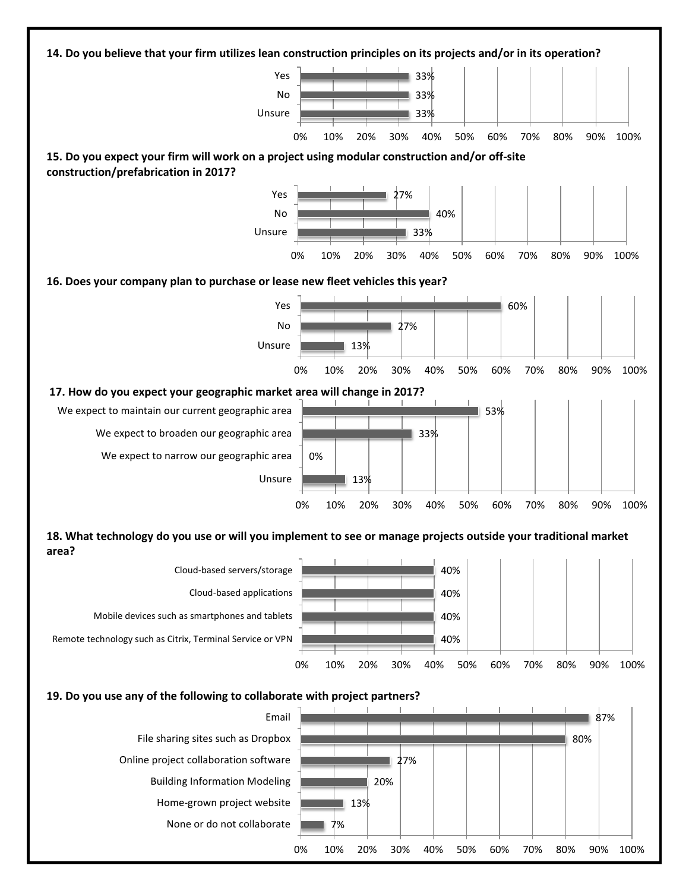**14. Do you believe that your firm utilizes lean construction principles on its projects and/or in its operation?**

| Response | Percentage |
|---|---|
| Yes | 33% |
| No | 33% |
| Unsure | 33% |

**15. Do you expect your firm will work on a project using modular construction and/or off-site construction/prefabrication in 2017?**

| Response | Percentage |
|---|---|
| Yes | 27% |
| No | 40% |
| Unsure | 33% |

**16. Does your company plan to purchase or lease new fleet vehicles this year?**

| Response | Percentage |
|---|---|
| Yes | 60% |
| No | 27% |
| Unsure | 13% |

**17. How do you expect your geographic market area will change in 2017?**

| Response | Percentage |
|---|---|
| We expect to maintain our current geographic area | 53% |
| We expect to broaden our geographic area | 33% |
| We expect to narrow our geographic area | 0% |
| Unsure | 13% |

**18. What technology do you use or will you implement to see or manage projects outside your traditional market area?**

| Response | Percentage |
|---|---|
| Cloud-based servers/storage | 40% |
| Cloud-based applications | 40% |
| Mobile devices such as smartphones and tablets | 40% |
| Remote technology such as Citrix, Terminal Service or VPN | 40% |

**19. Do you use any of the following to collaborate with project partners?**

| Response | Percentage |
|---|---|
| Email | 87% |
| File sharing sites such as Dropbox | 80% |
| Online project collaboration software | 27% |
| Building Information Modeling | 20% |
| Home-grown project website | 13% |
| None or do not collaborate | 7% |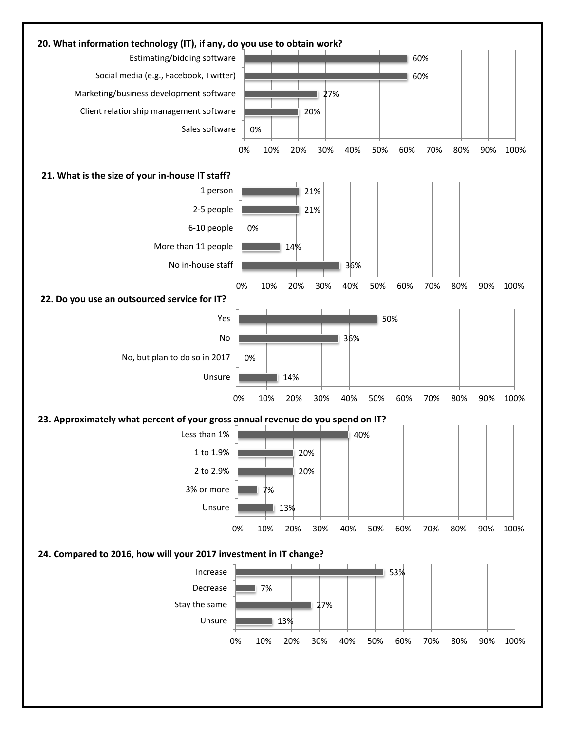### 20. What information technology (IT), if any, do you use to obtain work?

| Response | Percent |
| --- | --- |
| Estimating/bidding software | 60% |
| Social media (e.g., Facebook, Twitter) | 60% |
| Marketing/business development software | 27% |
| Client relationship management software | 20% |
| Sales software | 0% |

### 21. What is the size of your in-house IT staff?

| Response | Percent |
| --- | --- |
| 1 person | 21% |
| 2-5 people | 21% |
| 6-10 people | 0% |
| More than 11 people | 14% |
| No in-house staff | 36% |

### 22. Do you use an outsourced service for IT?

| Response | Percent |
| --- | --- |
| Yes | 50% |
| No | 36% |
| No, but plan to do so in 2017 | 0% |
| Unsure | 14% |

### 23. Approximately what percent of your gross annual revenue do you spend on IT?

| Response | Percent |
| --- | --- |
| Less than 1% | 40% |
| 1 to 1.9% | 20% |
| 2 to 2.9% | 20% |
| 3% or more | 7% |
| Unsure | 13% |

### 24. Compared to 2016, how will your 2017 investment in IT change?

| Response | Percent |
| --- | --- |
| Increase | 53% |
| Decrease | 7% |
| Stay the same | 27% |
| Unsure | 13% |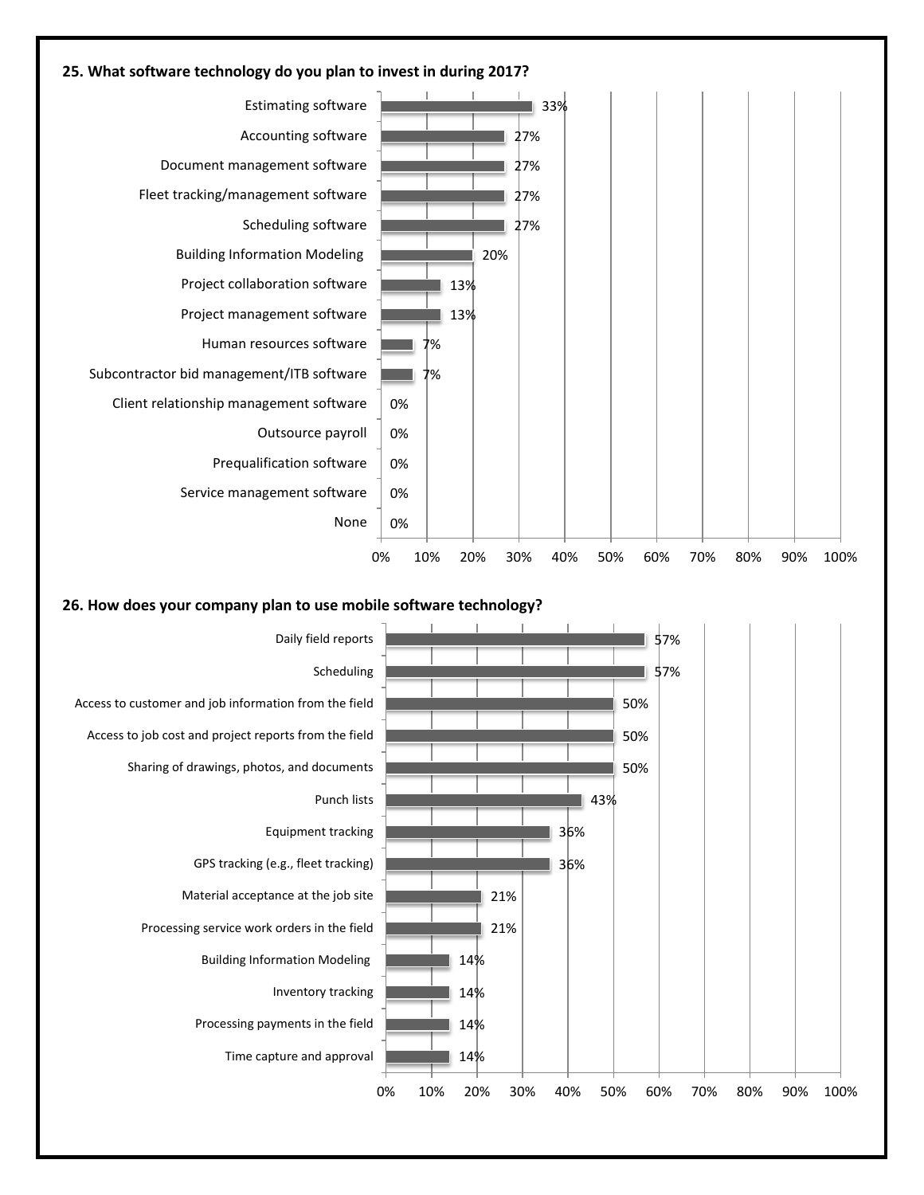**25. What software technology do you plan to invest in during 2017?**

| Software | Percentage |
|---|---|
| Estimating software | 33% |
| Accounting software | 27% |
| Document management software | 27% |
| Fleet tracking/management software | 27% |
| Scheduling software | 27% |
| Building Information Modeling | 20% |
| Project collaboration software | 13% |
| Project management software | 13% |
| Human resources software | 7% |
| Subcontractor bid management/ITB software | 7% |
| Client relationship management software | 0% |
| Outsource payroll | 0% |
| Prequalification software | 0% |
| Service management software | 0% |
| None | 0% |

**26. How does your company plan to use mobile software technology?**

| Use | Percentage |
|---|---|
| Daily field reports | 57% |
| Scheduling | 57% |
| Access to customer and job information from the field | 50% |
| Access to job cost and project reports from the field | 50% |
| Sharing of drawings, photos, and documents | 50% |
| Punch lists | 43% |
| Equipment tracking | 36% |
| GPS tracking (e.g., fleet tracking) | 36% |
| Material acceptance at the job site | 21% |
| Processing service work orders in the field | 21% |
| Building Information Modeling | 14% |
| Inventory tracking | 14% |
| Processing payments in the field | 14% |
| Time capture and approval | 14% |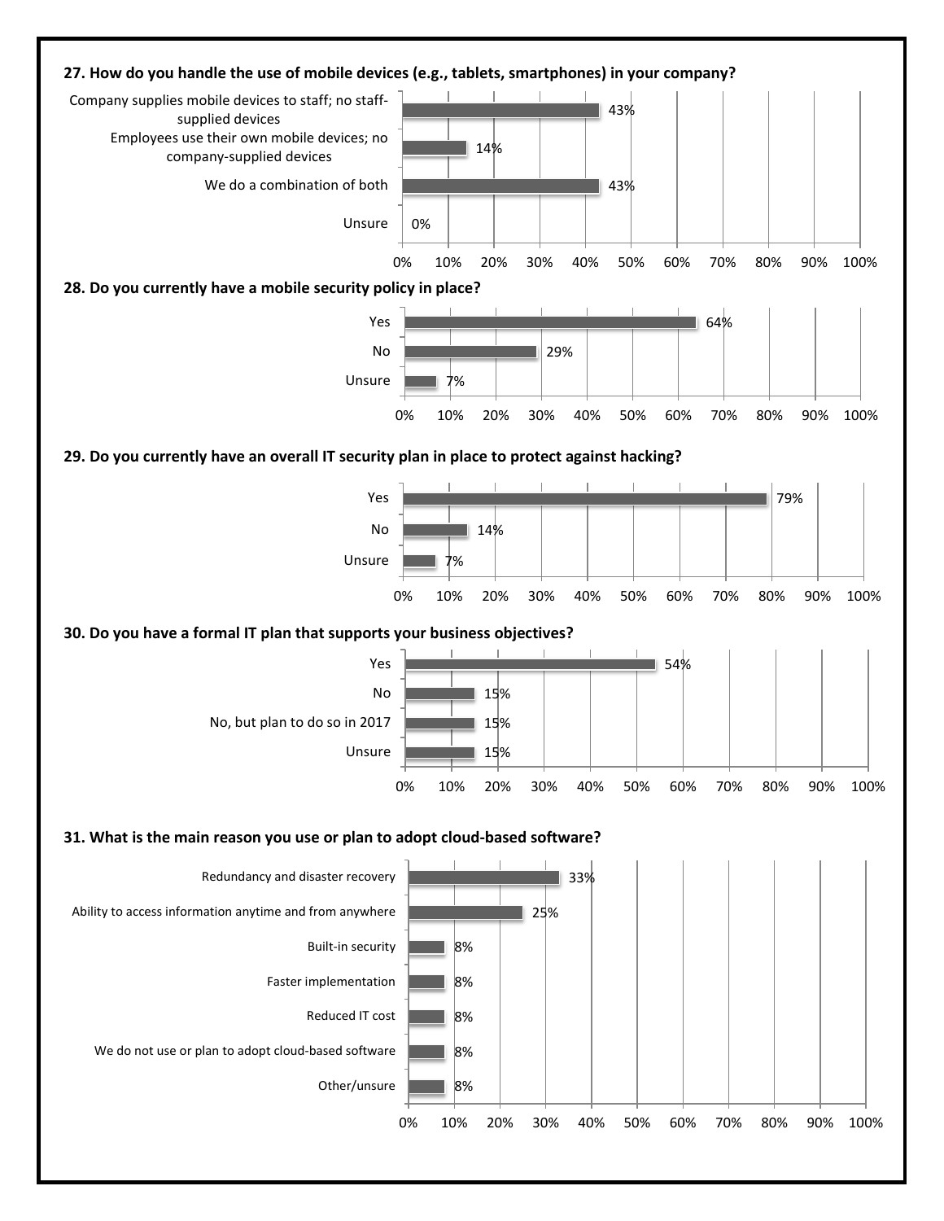**27. How do you handle the use of mobile devices (e.g., tablets, smartphones) in your company?**

| Response | Percentage |
|---|---|
| Company supplies mobile devices to staff; no staff-supplied devices | 43% |
| Employees use their own mobile devices; no company-supplied devices | 14% |
| We do a combination of both | 43% |
| Unsure | 0% |

**28. Do you currently have a mobile security policy in place?**

| Response | Percentage |
|---|---|
| Yes | 64% |
| No | 29% |
| Unsure | 7% |

**29. Do you currently have an overall IT security plan in place to protect against hacking?**

| Response | Percentage |
|---|---|
| Yes | 79% |
| No | 14% |
| Unsure | 7% |

**30. Do you have a formal IT plan that supports your business objectives?**

| Response | Percentage |
|---|---|
| Yes | 54% |
| No | 15% |
| No, but plan to do so in 2017 | 15% |
| Unsure | 15% |

**31. What is the main reason you use or plan to adopt cloud-based software?**

| Response | Percentage |
|---|---|
| Redundancy and disaster recovery | 33% |
| Ability to access information anytime and from anywhere | 25% |
| Built-in security | 8% |
| Faster implementation | 8% |
| Reduced IT cost | 8% |
| We do not use or plan to adopt cloud-based software | 8% |
| Other/unsure | 8% |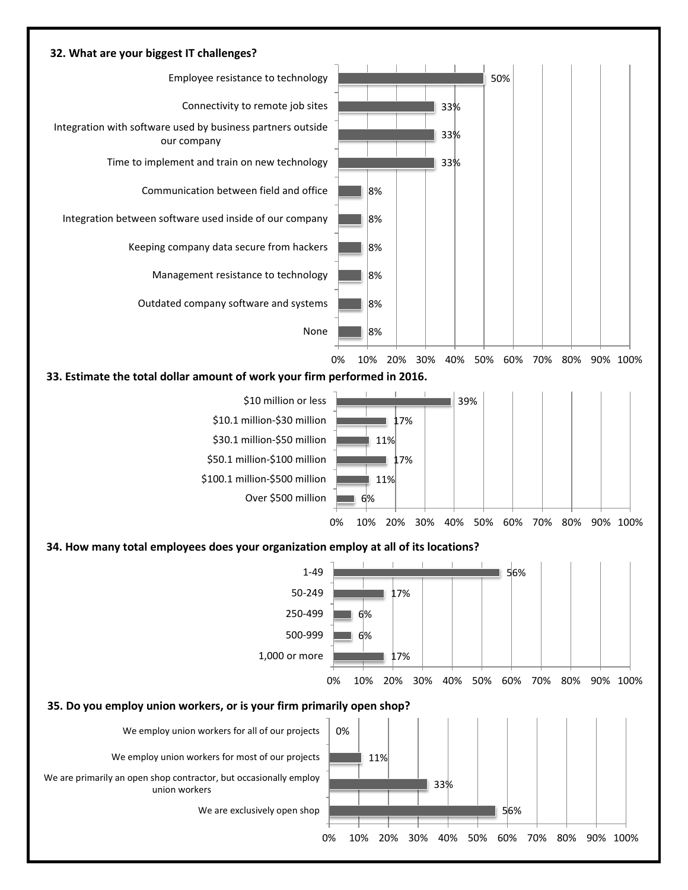**32. What are your biggest IT challenges?**

Employee resistance to technology 50%
Connectivity to remote job sites 33%
Integration with software used by business partners outside our company 33%
Time to implement and train on new technology 33%
Communication between field and office 8%
Integration between software used inside of our company 8%
Keeping company data secure from hackers 8%
Management resistance to technology 8%
Outdated company software and systems 8%
None 8%

0% 10% 20% 30% 40% 50% 60% 70% 80% 90% 100%

**33. Estimate the total dollar amount of work your firm performed in 2016.**

$10 million or less 39%
$10.1 million-$30 million 17%
$30.1 million-$50 million 11%
$50.1 million-$100 million 17%
$100.1 million-$500 million 11%
Over $500 million 6%

0% 10% 20% 30% 40% 50% 60% 70% 80% 90% 100%

**34. How many total employees does your organization employ at all of its locations?**

1-49 56%
50-249 17%
250-499 6%
500-999 6%
1,000 or more 17%

0% 10% 20% 30% 40% 50% 60% 70% 80% 90% 100%

**35. Do you employ union workers, or is your firm primarily open shop?**

We employ union workers for all of our projects 0%
We employ union workers for most of our projects 11%
We are primarily an open shop contractor, but occasionally employ union workers 33%
We are exclusively open shop 56%

0% 10% 20% 30% 40% 50% 60% 70% 80% 90% 100%